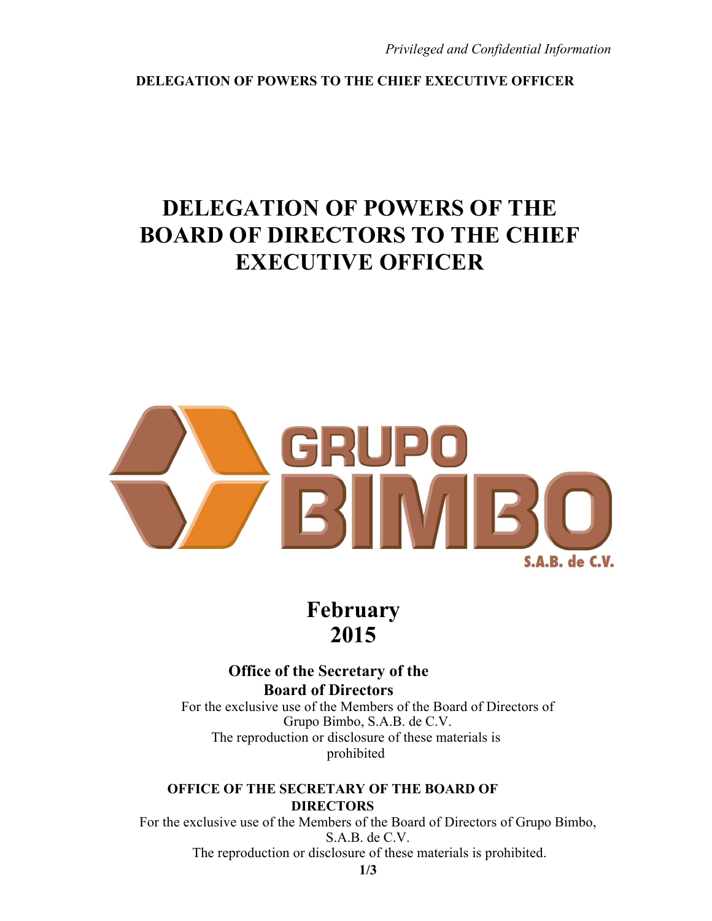# DELEGATION OF POWERS OF THE BOARD OF DIRECTORS TO THE CHIEF EXECUTIVE OFFICER

GRUPO BIMBO S.A.B. de C.V.

**February 2015**

**Office of the Secretary of the Board of Directors**

For the exclusive use of the Members of the Board of Directors of Grupo Bimbo, S.A.B. de C.V.
The reproduction or disclosure of these materials is prohibited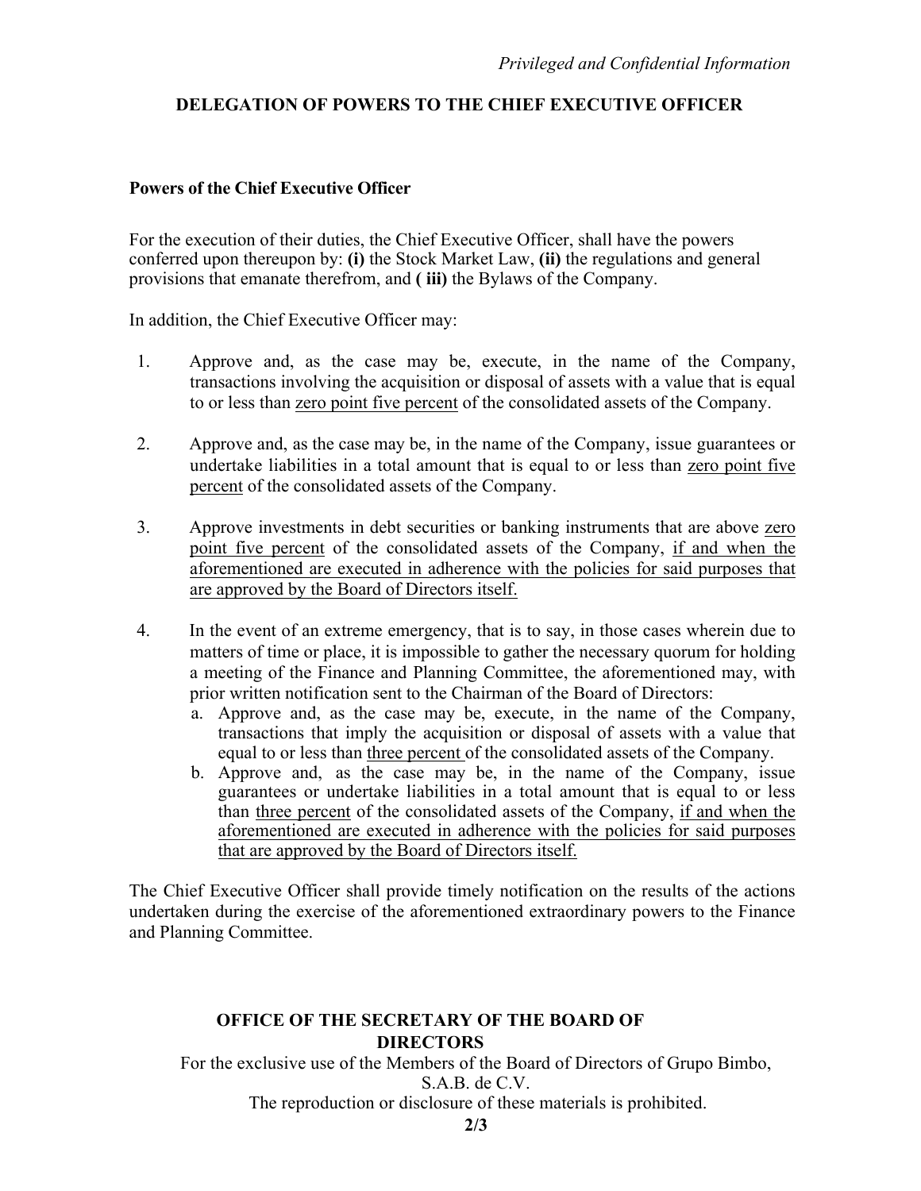*Privileged and Confidential Information*

## DELEGATION OF POWERS TO THE CHIEF EXECUTIVE OFFICER

### Powers of the Chief Executive Officer

For the execution of their duties, the Chief Executive Officer, shall have the powers conferred upon thereupon by: **(i)** the Stock Market Law, **(ii)** the regulations and general provisions that emanate therefrom, and **( iii)** the Bylaws of the Company.

In addition, the Chief Executive Officer may:

1. Approve and, as the case may be, execute, in the name of the Company, transactions involving the acquisition or disposal of assets with a value that is equal to or less than <u>zero point five percent</u> of the consolidated assets of the Company.

2. Approve and, as the case may be, in the name of the Company, issue guarantees or undertake liabilities in a total amount that is equal to or less than <u>zero point five percent</u> of the consolidated assets of the Company.

3. Approve investments in debt securities or banking instruments that are above <u>zero point five percent</u> of the consolidated assets of the Company, <u>if and when the aforementioned are executed in adherence with the policies for said purposes that are approved by the Board of Directors itself.</u>

4. In the event of an extreme emergency, that is to say, in those cases wherein due to matters of time or place, it is impossible to gather the necessary quorum for holding a meeting of the Finance and Planning Committee, the aforementioned may, with prior written notification sent to the Chairman of the Board of Directors:
   a. Approve and, as the case may be, execute, in the name of the Company, transactions that imply the acquisition or disposal of assets with a value that equal to or less than <u>three percent</u> of the consolidated assets of the Company.
   b. Approve and, as the case may be, in the name of the Company, issue guarantees or undertake liabilities in a total amount that is equal to or less than <u>three percent</u> of the consolidated assets of the Company, <u>if and when the aforementioned are executed in adherence with the policies for said purposes that are approved by the Board of Directors itself.</u>

The Chief Executive Officer shall provide timely notification on the results of the actions undertaken during the exercise of the aforementioned extraordinary powers to the Finance and Planning Committee.

**OFFICE OF THE SECRETARY OF THE BOARD OF DIRECTORS**

For the exclusive use of the Members of the Board of Directors of Grupo Bimbo, S.A.B. de C.V.

The reproduction or disclosure of these materials is prohibited.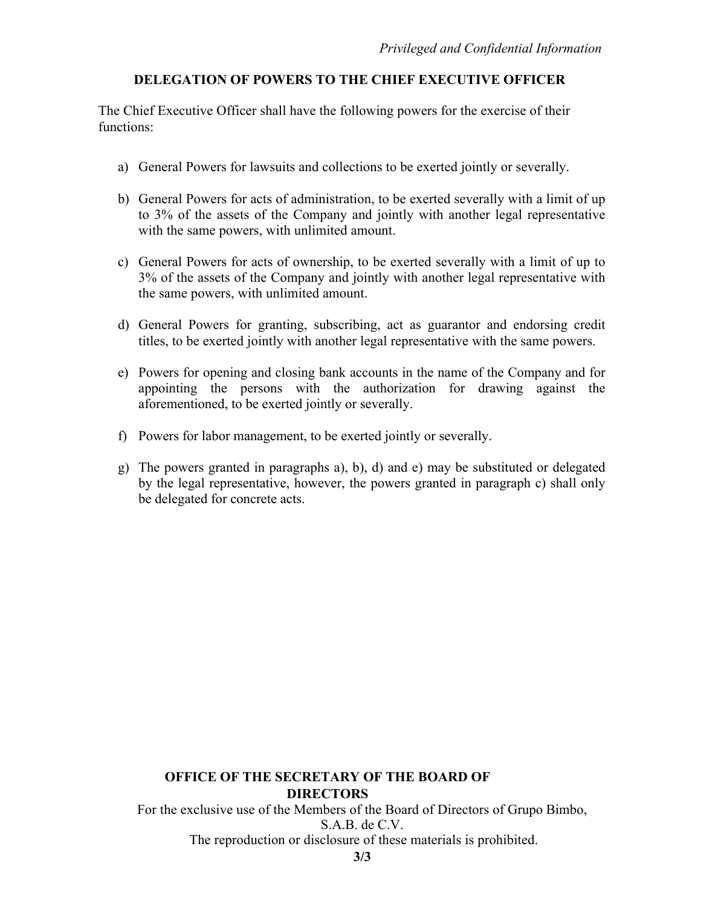*Privileged and Confidential Information*

## DELEGATION OF POWERS TO THE CHIEF EXECUTIVE OFFICER

The Chief Executive Officer shall have the following powers for the exercise of their functions:

a) General Powers for lawsuits and collections to be exerted jointly or severally.

b) General Powers for acts of administration, to be exerted severally with a limit of up to 3% of the assets of the Company and jointly with another legal representative with the same powers, with unlimited amount.

c) General Powers for acts of ownership, to be exerted severally with a limit of up to 3% of the assets of the Company and jointly with another legal representative with the same powers, with unlimited amount.

d) General Powers for granting, subscribing, act as guarantor and endorsing credit titles, to be exerted jointly with another legal representative with the same powers.

e) Powers for opening and closing bank accounts in the name of the Company and for appointing the persons with the authorization for drawing against the aforementioned, to be exerted jointly or severally.

f) Powers for labor management, to be exerted jointly or severally.

g) The powers granted in paragraphs a), b), d) and e) may be substituted or delegated by the legal representative, however, the powers granted in paragraph c) shall only be delegated for concrete acts.

**OFFICE OF THE SECRETARY OF THE BOARD OF DIRECTORS**

For the exclusive use of the Members of the Board of Directors of Grupo Bimbo, S.A.B. de C.V.

The reproduction or disclosure of these materials is prohibited.